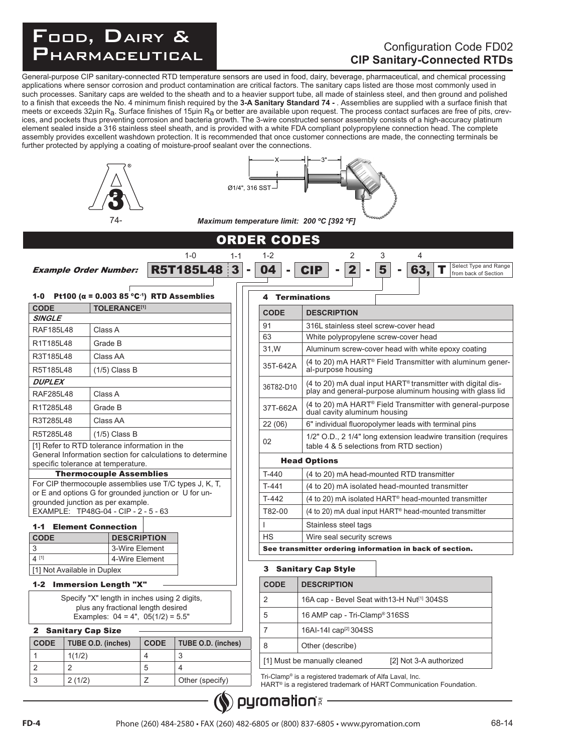# Food, Dairy & Pharmaceutical

## Configuration Code FD02
## CIP Sanitary-Connected RTDs

General-purpose CIP sanitary-connected RTD temperature sensors are used in food, dairy, beverage, pharmaceutical, and chemical processing applications where sensor corrosion and product contamination are critical factors. The sanitary caps listed are those most commonly used in such processes. Sanitary caps are welded to the sheath and to a heavier support tube, all made of stainless steel, and then ground and polished to a finish that exceeds the No. 4 minimum finish required by the **3-A Sanitary Standard 74 -** . Assemblies are supplied with a surface finish that meets or exceeds 32µin $R_a$. Surface finishes of 15µin $R_a$ or better are available upon request. The process contact surfaces are free of pits, crevices, and pockets thus preventing corrosion and bacteria growth. The 3-wire constructed sensor assembly consists of a high-accuracy platinum element sealed inside a 316 stainless steel sheath, and is provided with a white FDA compliant polypropylene connection head. The complete assembly provides excellent washdown protection. It is recommended that once customer connections are made, the connecting terminals be further protected by applying a coating of moisture-proof sealant over the connections.

74-

X — 3" — Ø1/4", 316 SST

***Maximum temperature limit: 200 ºC [392 ºF]***

## ORDER CODES

***Example Order Number:*** **R5T185L48** (1-0) **3** (1-1) - **04** (1-2) - **CIP** - **2** (2) - **5** (3) - **63, T** (4) — Select Type and Range from back of Section

### 1-0 Pt100 (α = 0.003 85 °C⁻¹) RTD Assemblies

| CODE | TOLERANCE[1] |
|---|---|
| ***SINGLE*** | |
| RAF185L48 | Class A |
| R1T185L48 | Grade B |
| R3T185L48 | Class AA |
| R5T185L48 | (1/5) Class B |
| ***DUPLEX*** | |
| RAF285L48 | Class A |
| R1T285L48 | Grade B |
| R3T285L48 | Class AA |
| R5T285L48 | (1/5) Class B |

[1] Refer to RTD tolerance information in the General Information section for calculations to determine specific tolerance at temperature.

**Thermocouple Assemblies**

For CIP thermocouple assemblies use T/C types J, K, T, or E and options G for grounded junction or U for ungrounded junction as per example.
EXAMPLE: TP48G-04 - CIP - 2 - 5 - 63

### 1-1 Element Connection

| CODE | DESCRIPTION |
|---|---|
| 3 | 3-Wire Element |
| 4 [1] | 4-Wire Element |

[1] Not Available in Duplex

### 1-2 Immersion Length "X"

Specify "X" length in inches using 2 digits, plus any fractional length desired
Examples: 04 = 4", 05(1/2) = 5.5"

### 2 Sanitary Cap Size

| CODE | TUBE O.D. (inches) | CODE | TUBE O.D. (inches) |
|---|---|---|---|
| 1 | 1(1/2) | 4 | 3 |
| 2 | 2 | 5 | 4 |
| 3 | 2 (1/2) | Z | Other (specify) |

### 4 Terminations

| CODE | DESCRIPTION |
|---|---|
| 91 | 316L stainless steel screw-cover head |
| 63 | White polypropylene screw-cover head |
| 31,W | Aluminum screw-cover head with white epoxy coating |
| 35T-642A | (4 to 20) mA HART® Field Transmitter with aluminum general-purpose housing |
| 36T82-D10 | (4 to 20) mA dual input HART® transmitter with digital display and general-purpose aluminum housing with glass lid |
| 37T-662A | (4 to 20) mA HART® Field Transmitter with general-purpose dual cavity aluminum housing |
| 22 (06) | 6" individual fluoropolymer leads with terminal pins |
| 02 | 1/2" O.D., 2 1/4" long extension leadwire transition (requires table 4 & 5 selections from RTD section) |
| **Head Options** | |
| T-440 | (4 to 20) mA head-mounted RTD transmitter |
| T-441 | (4 to 20) mA isolated head-mounted transmitter |
| T-442 | (4 to 20) mA isolated HART® head-mounted transmitter |
| T82-00 | (4 to 20) mA dual input HART® head-mounted transmitter |
| I | Stainless steel tags |
| HS | Wire seal security screws |

**See transmitter ordering information in back of section.**

### 3 Sanitary Cap Style

| CODE | DESCRIPTION |
|---|---|
| 2 | 16A cap - Bevel Seat with13-H Nut[1] 304SS |
| 5 | 16 AMP cap - Tri-Clamp® 316SS |
| 7 | 16AI-14I cap[2] 304SS |
| 8 | Other (describe) |

[1] Must be manually cleaned [2] Not 3-A authorized

Tri-Clamp® is a registered trademark of Alfa Laval, Inc.
HART® is a registered trademark of HART Communication Foundation.

pyromation Inc.

Phone (260) 484-2580 • FAX (260) 482-6805 or (800) 837-6805 • www.pyromation.com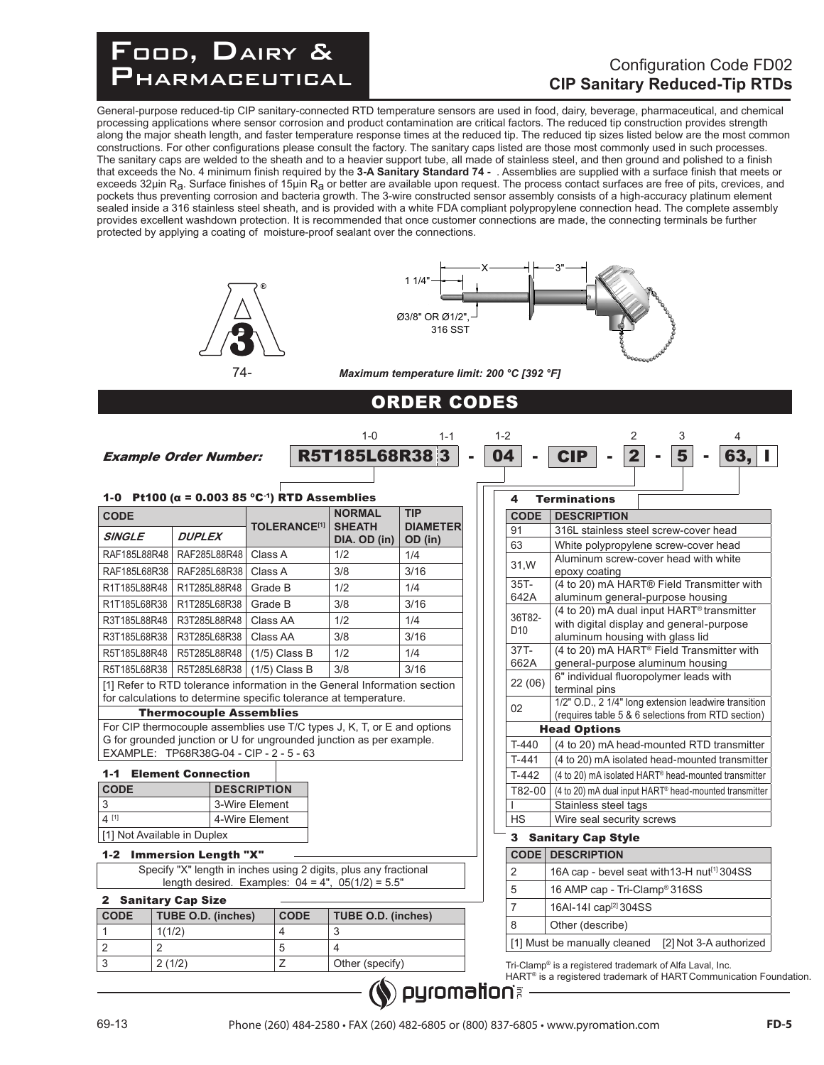# Food, Dairy & Pharmaceutical

## Configuration Code FD02
## CIP Sanitary Reduced-Tip RTDs

General-purpose reduced-tip CIP sanitary-connected RTD temperature sensors are used in food, dairy, beverage, pharmaceutical, and chemical processing applications where sensor corrosion and product contamination are critical factors. The reduced tip construction provides strength along the major sheath length, and faster temperature response times at the reduced tip. The reduced tip sizes listed below are the most common constructions. For other configurations please consult the factory. The sanitary caps listed are those most commonly used in such processes. The sanitary caps are welded to the sheath and to a heavier support tube, all made of stainless steel, and then ground and polished to a finish that exceeds the No. 4 minimum finish required by the **3-A Sanitary Standard 74 -** . Assemblies are supplied with a surface finish that meets or exceeds 32μin $R_a$. Surface finishes of 15μin $R_a$ or better are available upon request. The process contact surfaces are free of pits, crevices, and pockets thus preventing corrosion and bacteria growth. The 3-wire constructed sensor assembly consists of a high-accuracy platinum element sealed inside a 316 stainless steel sheath, and is provided with a white FDA compliant polypropylene connection head. The complete assembly provides excellent washdown protection. It is recommended that once customer connections are made, the connecting terminals be further protected by applying a coating of moisture-proof sealant over the connections.

74-

1 1/4"  X  3"

Ø3/8" OR Ø1/2", 316 SST

***Maximum temperature limit: 200 °C [392 °F]***

## ORDER CODES

***Example Order Number:*** **R5T185L68R38 3 - 04 - CIP - 2 - 5 - 63, I**

(1-0: R5T185L68R38; 1-1: 3; 1-2: 04; 2: 2; 3: 5; 4: 63, I)

### 1-0 Pt100 ($\alpha$ = 0.003 85 °C$^{-1}$) RTD Assemblies

| CODE | | TOLERANCE[1] | NORMAL SHEATH DIA. OD (in) | TIP DIAMETER OD (in) |
|---|---|---|---|---|
| *SINGLE* | *DUPLEX* | | | |
| RAF185L88R48 | RAF285L88R48 | Class A | 1/2 | 1/4 |
| RAF185L68R38 | RAF285L68R38 | Class A | 3/8 | 3/16 |
| R1T185L88R48 | R1T285L88R48 | Grade B | 1/2 | 1/4 |
| R1T185L68R38 | R1T285L68R38 | Grade B | 3/8 | 3/16 |
| R3T185L88R48 | R3T285L88R48 | Class AA | 1/2 | 1/4 |
| R3T185L68R38 | R3T285L68R38 | Class AA | 3/8 | 3/16 |
| R5T185L88R48 | R5T285L88R48 | (1/5) Class B | 1/2 | 1/4 |
| R5T185L68R38 | R5T285L68R38 | (1/5) Class B | 3/8 | 3/16 |

[1] Refer to RTD tolerance information in the General Information section for calculations to determine specific tolerance at temperature.

**Thermocouple Assemblies**

For CIP thermocouple assemblies use T/C types J, K, T, or E and options G for grounded junction or U for ungrounded junction as per example.
EXAMPLE: TP68R38G-04 - CIP - 2 - 5 - 63

### 1-1 Element Connection

| CODE | DESCRIPTION |
|---|---|
| 3 | 3-Wire Element |
| 4 [1] | 4-Wire Element |

[1] Not Available in Duplex

### 1-2 Immersion Length "X"

Specify "X" length in inches using 2 digits, plus any fractional length desired. Examples: 04 = 4", 05(1/2) = 5.5"

### 2 Sanitary Cap Size

| CODE | TUBE O.D. (inches) | CODE | TUBE O.D. (inches) |
|---|---|---|---|
| 1 | 1(1/2) | 4 | 3 |
| 2 | 2 | 5 | 4 |
| 3 | 2 (1/2) | Z | Other (specify) |

### 4 Terminations

| CODE | DESCRIPTION |
|---|---|
| 91 | 316L stainless steel screw-cover head |
| 63 | White polypropylene screw-cover head |
| 31,W | Aluminum screw-cover head with white epoxy coating |
| 35T-642A | (4 to 20) mA HART® Field Transmitter with aluminum general-purpose housing |
| 36T82-D10 | (4 to 20) mA dual input HART® transmitter with digital display and general-purpose aluminum housing with glass lid |
| 37T-662A | (4 to 20) mA HART® Field Transmitter with general-purpose aluminum housing |
| 22 (06) | 6" individual fluoropolymer leads with terminal pins |
| 02 | 1/2" O.D., 2 1/4" long extension leadwire transition (requires table 5 & 6 selections from RTD section) |
| **Head Options** | |
| T-440 | (4 to 20) mA head-mounted RTD transmitter |
| T-441 | (4 to 20) mA isolated head-mounted transmitter |
| T-442 | (4 to 20) mA isolated HART® head-mounted transmitter |
| T82-00 | (4 to 20) mA dual input HART® head-mounted transmitter |
| I | Stainless steel tags |
| HS | Wire seal security screws |

### 3 Sanitary Cap Style

| CODE | DESCRIPTION |
|---|---|
| 2 | 16A cap - bevel seat with13-H nut[1] 304SS |
| 5 | 16 AMP cap - Tri-Clamp® 316SS |
| 7 | 16AI-14I cap[2] 304SS |
| 8 | Other (describe) |

[1] Must be manually cleaned [2] Not 3-A authorized

Tri-Clamp® is a registered trademark of Alfa Laval, Inc.
HART® is a registered trademark of HART Communication Foundation.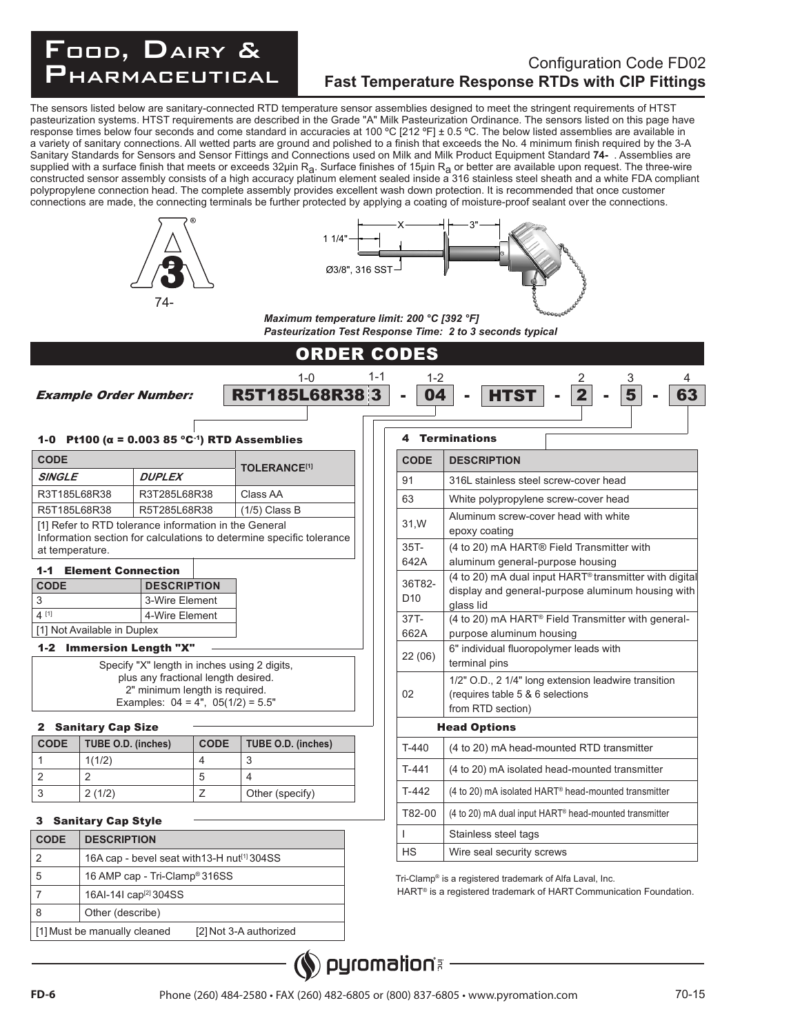# Food, Dairy & Pharmaceutical

## Configuration Code FD02

## Fast Temperature Response RTDs with CIP Fittings

The sensors listed below are sanitary-connected RTD temperature sensor assemblies designed to meet the stringent requirements of HTST pasteurization systems. HTST requirements are described in the Grade "A" Milk Pasteurization Ordinance. The sensors listed on this page have response times below four seconds and come standard in accuracies at 100 ºC [212 ºF] ± 0.5 ºC. The below listed assemblies are available in a variety of sanitary connections. All wetted parts are ground and polished to a finish that exceeds the No. 4 minimum finish required by the 3-A Sanitary Standards for Sensors and Sensor Fittings and Connections used on Milk and Milk Product Equipment Standard **74-** . Assemblies are supplied with a surface finish that meets or exceeds 32µin $R_a$. Surface finishes of 15µin $R_a$ or better are available upon request. The three-wire constructed sensor assembly consists of a high accuracy platinum element sealed inside a 316 stainless steel sheath and a white FDA compliant polypropylene connection head. The complete assembly provides excellent wash down protection. It is recommended that once customer connections are made, the connecting terminals be further protected by applying a coating of moisture-proof sealant over the connections.

74-

X

3"

1 1/4"

Ø3/8", 316 SST

***Maximum temperature limit: 200 °C [392 °F]***
***Pasteurization Test Response Time: 2 to 3 seconds typical***

## ORDER CODES

***Example Order Number:*** R5T185L68R38 3 - 04 - HTST - 2 - 5 - 63

(1-0: R5T185L68R38; 1-1: 3; 1-2: 04; HTST; 2: 2; 3: 5; 4: 63)

### 1-0 Pt100 (α = 0.003 85 °C⁻¹) RTD Assemblies

| CODE | | TOLERANCE[1] |
|---|---|---|
| *SINGLE* | *DUPLEX* | |
| R3T185L68R38 | R3T285L68R38 | Class AA |
| R5T185L68R38 | R5T285L68R38 | (1/5) Class B |

[1] Refer to RTD tolerance information in the General Information section for calculations to determine specific tolerance at temperature.

### 1-1 Element Connection

| CODE | DESCRIPTION |
|---|---|
| 3 | 3-Wire Element |
| 4 [1] | 4-Wire Element |

[1] Not Available in Duplex

### 1-2 Immersion Length "X"

Specify "X" length in inches using 2 digits, plus any fractional length desired.
2" minimum length is required.
Examples: 04 = 4", 05(1/2) = 5.5"

### 2 Sanitary Cap Size

| CODE | TUBE O.D. (inches) | CODE | TUBE O.D. (inches) |
|---|---|---|---|
| 1 | 1(1/2) | 4 | 3 |
| 2 | 2 | 5 | 4 |
| 3 | 2 (1/2) | Z | Other (specify) |

### 3 Sanitary Cap Style

| CODE | DESCRIPTION |
|---|---|
| 2 | 16A cap - bevel seat with13-H nut[1] 304SS |
| 5 | 16 AMP cap - Tri-Clamp® 316SS |
| 7 | 16AI-14I cap[2] 304SS |
| 8 | Other (describe) |

[1] Must be manually cleaned [2] Not 3-A authorized

### 4 Terminations

| CODE | DESCRIPTION |
|---|---|
| 91 | 316L stainless steel screw-cover head |
| 63 | White polypropylene screw-cover head |
| 31,W | Aluminum screw-cover head with white epoxy coating |
| 35T-642A | (4 to 20) mA HART® Field Transmitter with aluminum general-purpose housing |
| 36T82-D10 | (4 to 20) mA dual input HART® transmitter with digital display and general-purpose aluminum housing with glass lid |
| 37T-662A | (4 to 20) mA HART® Field Transmitter with general-purpose aluminum housing |
| 22 (06) | 6" individual fluoropolymer leads with terminal pins |
| 02 | 1/2" O.D., 2 1/4" long extension leadwire transition (requires table 5 & 6 selections from RTD section) |
| **Head Options** | |
| T-440 | (4 to 20) mA head-mounted RTD transmitter |
| T-441 | (4 to 20) mA isolated head-mounted transmitter |
| T-442 | (4 to 20) mA isolated HART® head-mounted transmitter |
| T82-00 | (4 to 20) mA dual input HART® head-mounted transmitter |
| I | Stainless steel tags |
| HS | Wire seal security screws |

Tri-Clamp® is a registered trademark of Alfa Laval, Inc.
HART® is a registered trademark of HART Communication Foundation.

pyromation inc.

Phone (260) 484-2580 • FAX (260) 482-6805 or (800) 837-6805 • www.pyromation.com

70-15